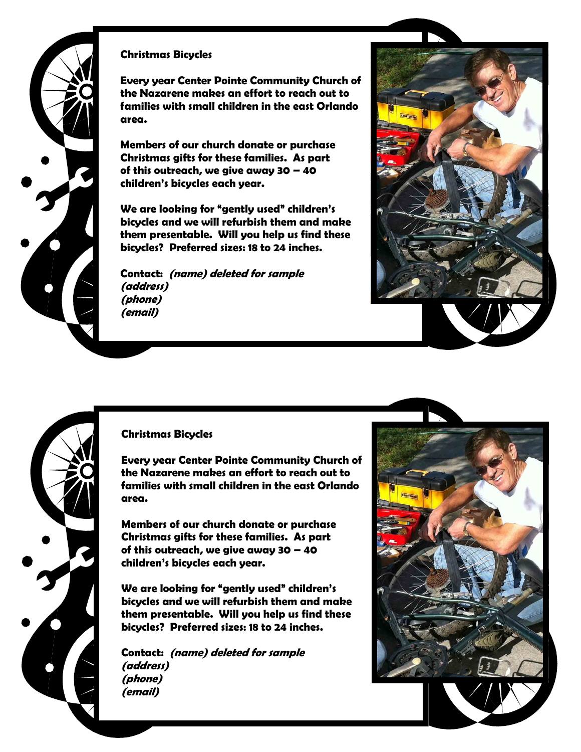**Christmas Bicycles**

**Every year Center Pointe Community Church of the Nazarene makes an effort to reach out to families with small children in the east Orlando area.**

**Members of our church donate or purchase Christmas gifts for these families. As part of this outreach, we give away 30 – 40 children's bicycles each year.**

**We are looking for "gently used" children's bicycles and we will refurbish them and make them presentable. Will you help us find these bicycles? Preferred sizes: 18 to 24 inches.**

**Contact:** ***(name) deleted for sample***
***(address)***
***(phone)***
***(email)***

**Christmas Bicycles**

**Every year Center Pointe Community Church of the Nazarene makes an effort to reach out to families with small children in the east Orlando area.**

**Members of our church donate or purchase Christmas gifts for these families. As part of this outreach, we give away 30 – 40 children's bicycles each year.**

**We are looking for "gently used" children's bicycles and we will refurbish them and make them presentable. Will you help us find these bicycles? Preferred sizes: 18 to 24 inches.**

**Contact:** ***(name) deleted for sample***
***(address)***
***(phone)***
***(email)***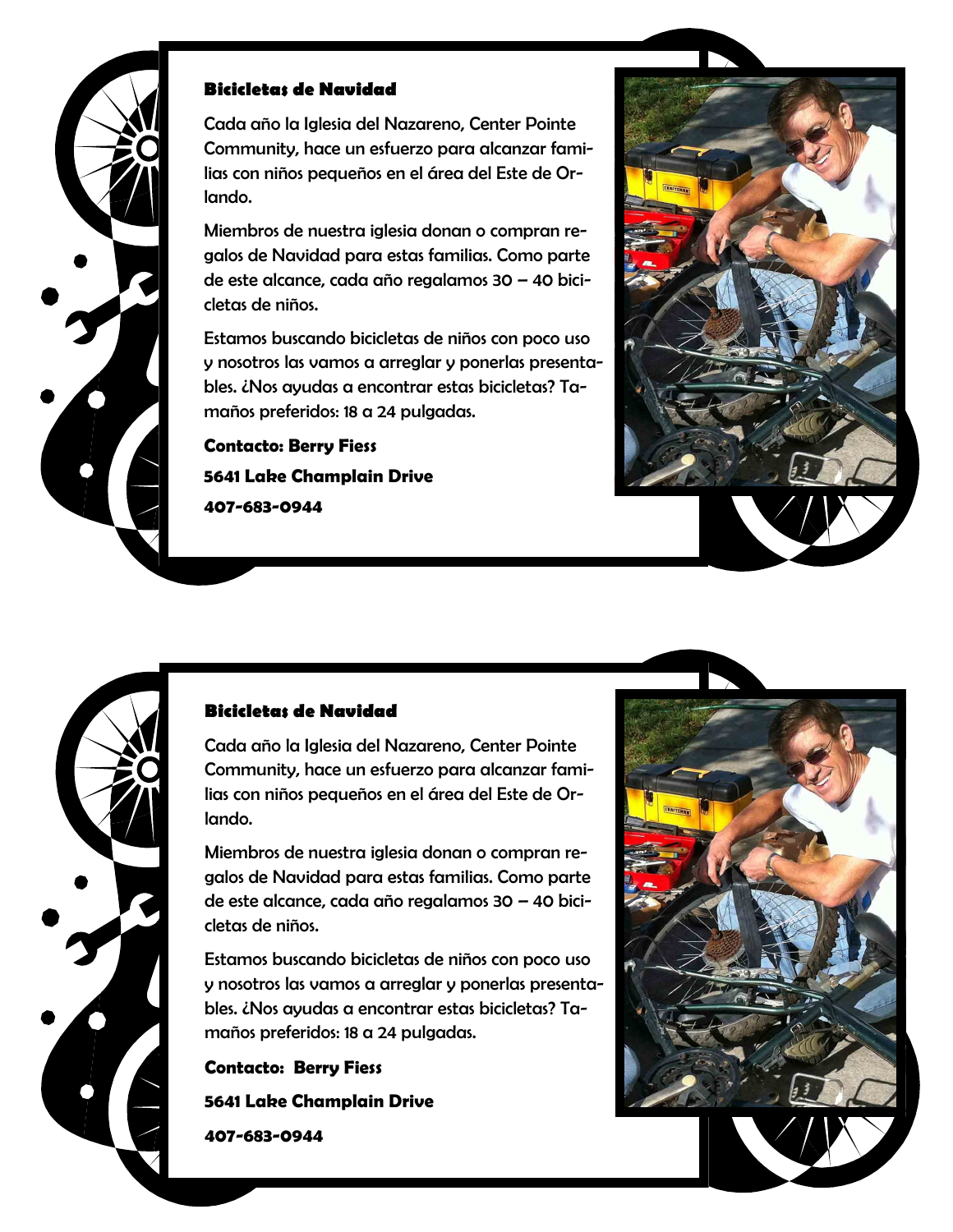**Bicicletas de Navidad**

Cada año la Iglesia del Nazareno, Center Pointe Community, hace un esfuerzo para alcanzar familias con niños pequeños en el área del Este de Orlando.

Miembros de nuestra iglesia donan o compran regalos de Navidad para estas familias. Como parte de este alcance, cada año regalamos 30 – 40 bicicletas de niños.

Estamos buscando bicicletas de niños con poco uso y nosotros las vamos a arreglar y ponerlas presentables. ¿Nos ayudas a encontrar estas bicicletas? Tamaños preferidos: 18 a 24 pulgadas.

**Contacto: Berry Fiess**

**5641 Lake Champlain Drive**

**407-683-0944**

**Bicicletas de Navidad**

Cada año la Iglesia del Nazareno, Center Pointe Community, hace un esfuerzo para alcanzar familias con niños pequeños en el área del Este de Orlando.

Miembros de nuestra iglesia donan o compran regalos de Navidad para estas familias. Como parte de este alcance, cada año regalamos 30 – 40 bicicletas de niños.

Estamos buscando bicicletas de niños con poco uso y nosotros las vamos a arreglar y ponerlas presentables. ¿Nos ayudas a encontrar estas bicicletas? Tamaños preferidos: 18 a 24 pulgadas.

**Contacto: Berry Fiess**

**5641 Lake Champlain Drive**

**407-683-0944**